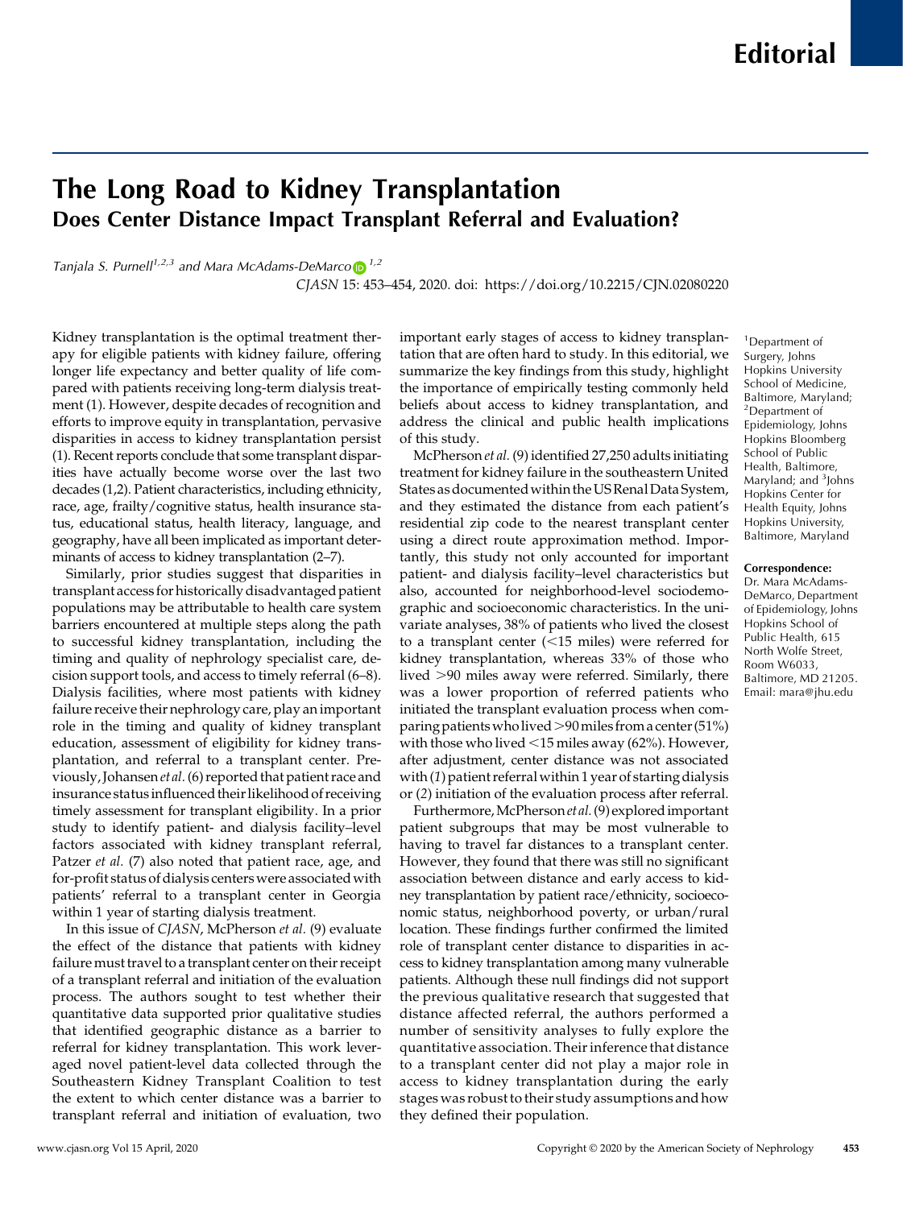Editorial

# The Long Road to Kidney Transplantation

## Does Center Distance Impact Transplant Referral and Evaluation?

*Tanjala S. Purnell*[1,2,3] *and Mara McAdams-DeMarco*[1,2]

*CJASN* 15: 453–454, 2020. doi: https://doi.org/10.2215/CJN.02080220

Kidney transplantation is the optimal treatment therapy for eligible patients with kidney failure, offering longer life expectancy and better quality of life compared with patients receiving long-term dialysis treatment (1). However, despite decades of recognition and efforts to improve equity in transplantation, pervasive disparities in access to kidney transplantation persist (1). Recent reports conclude that some transplant disparities have actually become worse over the last two decades (1,2). Patient characteristics, including ethnicity, race, age, frailty/cognitive status, health insurance status, educational status, health literacy, language, and geography, have all been implicated as important determinants of access to kidney transplantation (2–7).

Similarly, prior studies suggest that disparities in transplant access for historically disadvantaged patient populations may be attributable to health care system barriers encountered at multiple steps along the path to successful kidney transplantation, including the timing and quality of nephrology specialist care, decision support tools, and access to timely referral (6–8). Dialysis facilities, where most patients with kidney failure receive their nephrology care, play an important role in the timing and quality of kidney transplant education, assessment of eligibility for kidney transplantation, and referral to a transplant center. Previously, Johansen *et al.* (6) reported that patient race and insurance status influenced their likelihood of receiving timely assessment for transplant eligibility. In a prior study to identify patient- and dialysis facility–level factors associated with kidney transplant referral, Patzer *et al.* (7) also noted that patient race, age, and for-profit status of dialysis centers were associated with patients' referral to a transplant center in Georgia within 1 year of starting dialysis treatment.

In this issue of *CJASN*, McPherson *et al.* (9) evaluate the effect of the distance that patients with kidney failure must travel to a transplant center on their receipt of a transplant referral and initiation of the evaluation process. The authors sought to test whether their quantitative data supported prior qualitative studies that identified geographic distance as a barrier to referral for kidney transplantation. This work leveraged novel patient-level data collected through the Southeastern Kidney Transplant Coalition to test the extent to which center distance was a barrier to transplant referral and initiation of evaluation, two important early stages of access to kidney transplantation that are often hard to study. In this editorial, we summarize the key findings from this study, highlight the importance of empirically testing commonly held beliefs about access to kidney transplantation, and address the clinical and public health implications of this study.

McPherson *et al.* (9) identified 27,250 adults initiating treatment for kidney failure in the southeastern United States as documented within the US Renal Data System, and they estimated the distance from each patient's residential zip code to the nearest transplant center using a direct route approximation method. Importantly, this study not only accounted for important patient- and dialysis facility–level characteristics but also, accounted for neighborhood-level sociodemographic and socioeconomic characteristics. In the univariate analyses, 38% of patients who lived the closest to a transplant center (<15 miles) were referred for kidney transplantation, whereas 33% of those who lived >90 miles away were referred. Similarly, there was a lower proportion of referred patients who initiated the transplant evaluation process when comparing patients who lived >90 miles from a center (51%) with those who lived <15 miles away (62%). However, after adjustment, center distance was not associated with (*1*) patient referral within 1 year of starting dialysis or (*2*) initiation of the evaluation process after referral.

Furthermore, McPherson *et al.* (9) explored important patient subgroups that may be most vulnerable to having to travel far distances to a transplant center. However, they found that there was still no significant association between distance and early access to kidney transplantation by patient race/ethnicity, socioeconomic status, neighborhood poverty, or urban/rural location. These findings further confirmed the limited role of transplant center distance to disparities in access to kidney transplantation among many vulnerable patients. Although these null findings did not support the previous qualitative research that suggested that distance affected referral, the authors performed a number of sensitivity analyses to fully explore the quantitative association. Their inference that distance to a transplant center did not play a major role in access to kidney transplantation during the early stages was robust to their study assumptions and how they defined their population.

[1]Department of Surgery, Johns Hopkins University School of Medicine, Baltimore, Maryland; [2]Department of Epidemiology, Johns Hopkins Bloomberg School of Public Health, Baltimore, Maryland; and [3]Johns Hopkins Center for Health Equity, Johns Hopkins University, Baltimore, Maryland

**Correspondence:** Dr. Mara McAdams-DeMarco, Department of Epidemiology, Johns Hopkins School of Public Health, 615 North Wolfe Street, Room W6033, Baltimore, MD 21205. Email: mara@jhu.edu

Copyright © 2020 by the American Society of Nephrology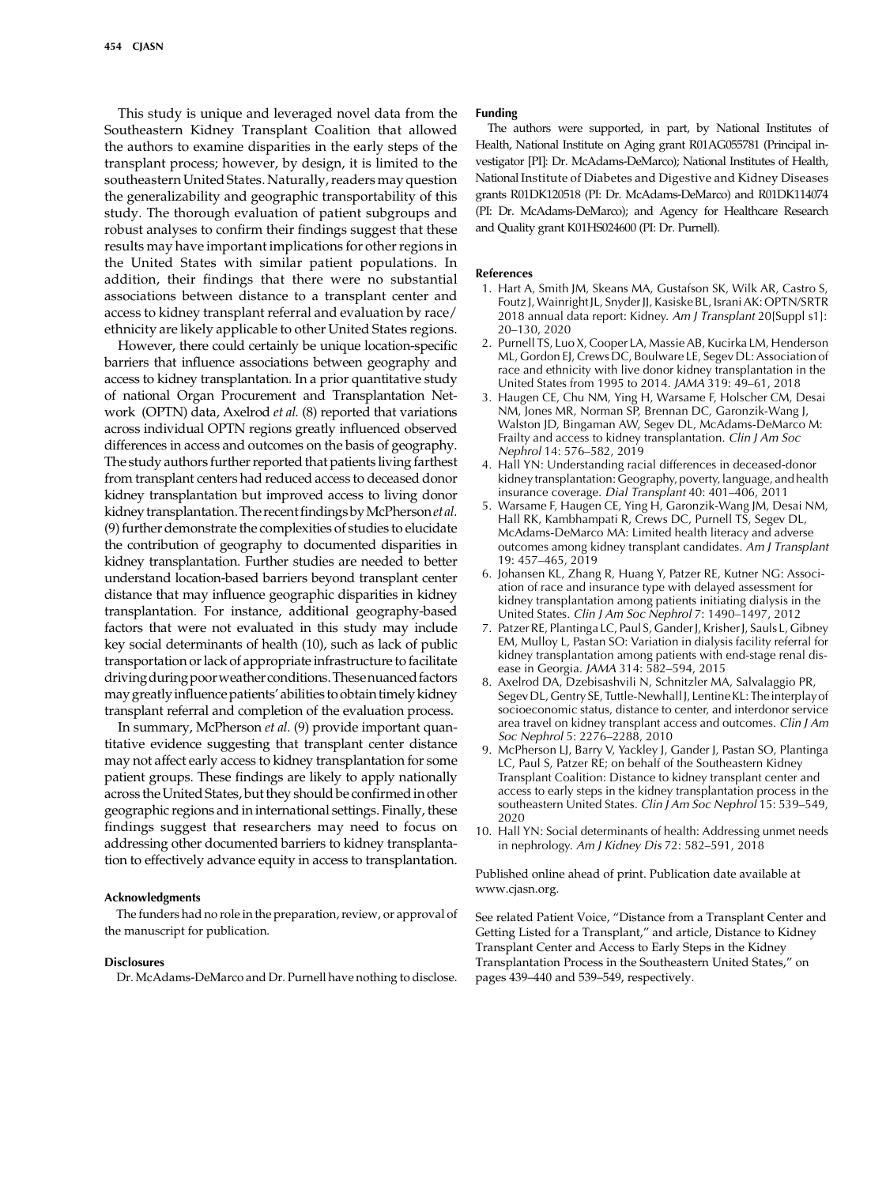This study is unique and leveraged novel data from the Southeastern Kidney Transplant Coalition that allowed the authors to examine disparities in the early steps of the transplant process; however, by design, it is limited to the southeastern United States. Naturally, readers may question the generalizability and geographic transportability of this study. The thorough evaluation of patient subgroups and robust analyses to confirm their findings suggest that these results may have important implications for other regions in the United States with similar patient populations. In addition, their findings that there were no substantial associations between distance to a transplant center and access to kidney transplant referral and evaluation by race/ethnicity are likely applicable to other United States regions.

However, there could certainly be unique location-specific barriers that influence associations between geography and access to kidney transplantation. In a prior quantitative study of national Organ Procurement and Transplantation Network (OPTN) data, Axelrod *et al.* (8) reported that variations across individual OPTN regions greatly influenced observed differences in access and outcomes on the basis of geography. The study authors further reported that patients living farthest from transplant centers had reduced access to deceased donor kidney transplantation but improved access to living donor kidney transplantation. The recent findings by McPherson *et al.* (9) further demonstrate the complexities of studies to elucidate the contribution of geography to documented disparities in kidney transplantation. Further studies are needed to better understand location-based barriers beyond transplant center distance that may influence geographic disparities in kidney transplantation. For instance, additional geography-based factors that were not evaluated in this study may include key social determinants of health (10), such as lack of public transportation or lack of appropriate infrastructure to facilitate driving during poor weather conditions. These nuanced factors may greatly influence patients' abilities to obtain timely kidney transplant referral and completion of the evaluation process.

In summary, McPherson *et al.* (9) provide important quantitative evidence suggesting that transplant center distance may not affect early access to kidney transplantation for some patient groups. These findings are likely to apply nationally across the United States, but they should be confirmed in other geographic regions and in international settings. Finally, these findings suggest that researchers may need to focus on addressing other documented barriers to kidney transplantation to effectively advance equity in access to transplantation.

#### Acknowledgments

The funders had no role in the preparation, review, or approval of the manuscript for publication.

#### Disclosures

Dr. McAdams-DeMarco and Dr. Purnell have nothing to disclose.

#### Funding

The authors were supported, in part, by National Institutes of Health, National Institute on Aging grant R01AG055781 (Principal investigator [PI]: Dr. McAdams-DeMarco); National Institutes of Health, National Institute of Diabetes and Digestive and Kidney Diseases grants R01DK120518 (PI: Dr. McAdams-DeMarco) and R01DK114074 (PI: Dr. McAdams-DeMarco); and Agency for Healthcare Research and Quality grant K01HS024600 (PI: Dr. Purnell).

#### References

1. Hart A, Smith JM, Skeans MA, Gustafson SK, Wilk AR, Castro S, Foutz J, Wainright JL, Snyder JJ, Kasiske BL, Israni AK: OPTN/SRTR 2018 annual data report: Kidney. *Am J Transplant* 20[Suppl s1]: 20–130, 2020
2. Purnell TS, Luo X, Cooper LA, Massie AB, Kucirka LM, Henderson ML, Gordon EJ, Crews DC, Boulware LE, Segev DL: Association of race and ethnicity with live donor kidney transplantation in the United States from 1995 to 2014. *JAMA* 319: 49–61, 2018
3. Haugen CE, Chu NM, Ying H, Warsame F, Holscher CM, Desai NM, Jones MR, Norman SP, Brennan DC, Garonzik-Wang J, Walston JD, Bingaman AW, Segev DL, McAdams-DeMarco M: Frailty and access to kidney transplantation. *Clin J Am Soc Nephrol* 14: 576–582, 2019
4. Hall YN: Understanding racial differences in deceased-donor kidney transplantation: Geography, poverty, language, and health insurance coverage. *Dial Transplant* 40: 401–406, 2011
5. Warsame F, Haugen CE, Ying H, Garonzik-Wang JM, Desai NM, Hall RK, Kambhampati R, Crews DC, Purnell TS, Segev DL, McAdams-DeMarco MA: Limited health literacy and adverse outcomes among kidney transplant candidates. *Am J Transplant* 19: 457–465, 2019
6. Johansen KL, Zhang R, Huang Y, Patzer RE, Kutner NG: Association of race and insurance type with delayed assessment for kidney transplantation among patients initiating dialysis in the United States. *Clin J Am Soc Nephrol* 7: 1490–1497, 2012
7. Patzer RE, Plantinga LC, Paul S, Gander J, Krisher J, Sauls L, Gibney EM, Mulloy L, Pastan SO: Variation in dialysis facility referral for kidney transplantation among patients with end-stage renal disease in Georgia. *JAMA* 314: 582–594, 2015
8. Axelrod DA, Dzebisashvili N, Schnitzler MA, Salvalaggio PR, Segev DL, Gentry SE, Tuttle-Newhall J, Lentine KL: The interplay of socioeconomic status, distance to center, and interdonor service area travel on kidney transplant access and outcomes. *Clin J Am Soc Nephrol* 5: 2276–2288, 2010
9. McPherson LJ, Barry V, Yackley J, Gander J, Pastan SO, Plantinga LC, Paul S, Patzer RE; on behalf of the Southeastern Kidney Transplant Coalition: Distance to kidney transplant center and access to early steps in the kidney transplantation process in the southeastern United States. *Clin J Am Soc Nephrol* 15: 539–549, 2020
10. Hall YN: Social determinants of health: Addressing unmet needs in nephrology. *Am J Kidney Dis* 72: 582–591, 2018

Published online ahead of print. Publication date available at www.cjasn.org.

See related Patient Voice, "Distance from a Transplant Center and Getting Listed for a Transplant," and article, Distance to Kidney Transplant Center and Access to Early Steps in the Kidney Transplantation Process in the Southeastern United States," on pages 439–440 and 539–549, respectively.